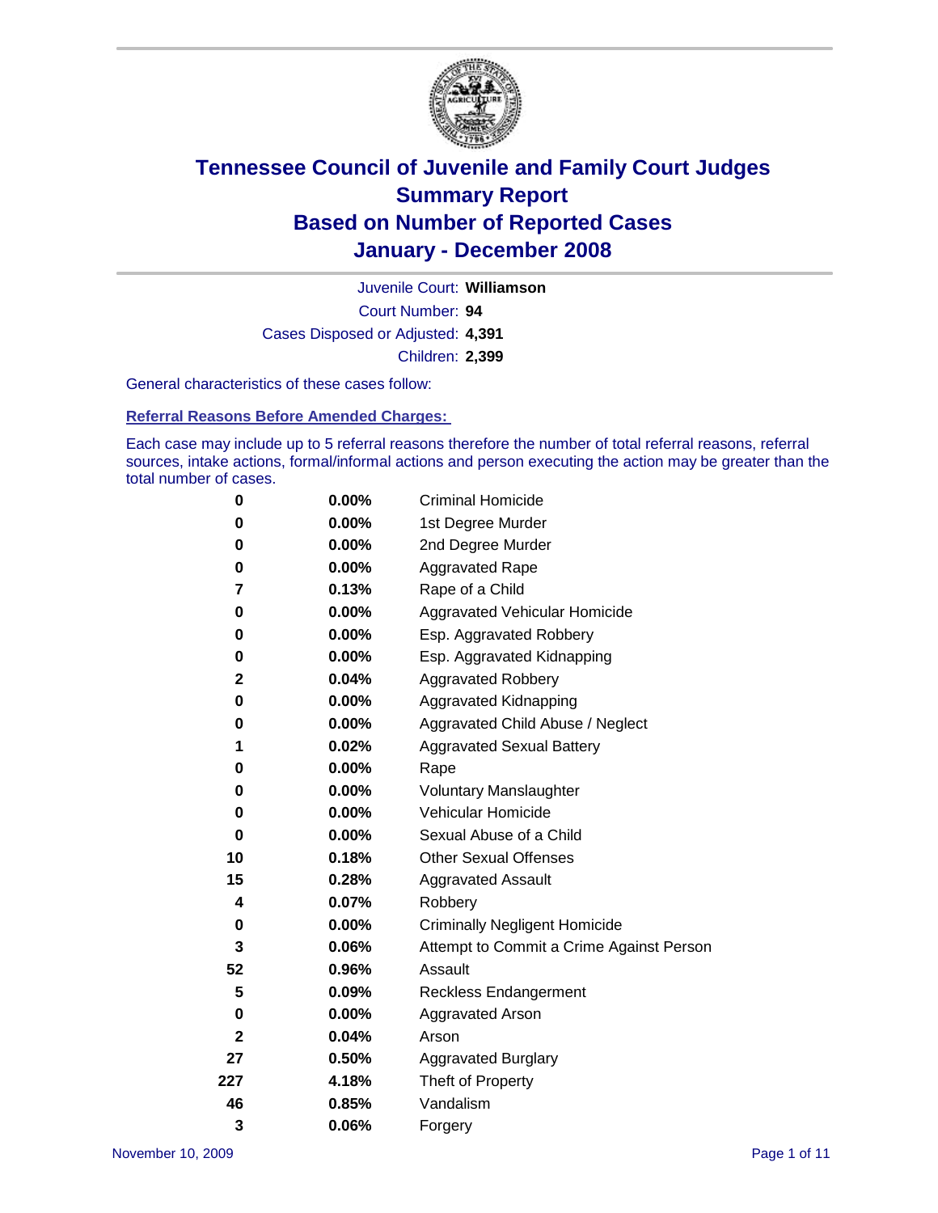# Tennessee Council of Juvenile and Family Court Judges
## Summary Report
## Based on Number of Reported Cases
## January - December 2008

Juvenile Court: **Williamson**

Court Number: **94**

Cases Disposed or Adjusted: **4,391**

Children: **2,399**

General characteristics of these cases follow:

### Referral Reasons Before Amended Charges:

Each case may include up to 5 referral reasons therefore the number of total referral reasons, referral sources, intake actions, formal/informal actions and person executing the action may be greater than the total number of cases.

| | | |
|---|---|---|
| 0 | 0.00% | Criminal Homicide |
| 0 | 0.00% | 1st Degree Murder |
| 0 | 0.00% | 2nd Degree Murder |
| 0 | 0.00% | Aggravated Rape |
| 7 | 0.13% | Rape of a Child |
| 0 | 0.00% | Aggravated Vehicular Homicide |
| 0 | 0.00% | Esp. Aggravated Robbery |
| 0 | 0.00% | Esp. Aggravated Kidnapping |
| 2 | 0.04% | Aggravated Robbery |
| 0 | 0.00% | Aggravated Kidnapping |
| 0 | 0.00% | Aggravated Child Abuse / Neglect |
| 1 | 0.02% | Aggravated Sexual Battery |
| 0 | 0.00% | Rape |
| 0 | 0.00% | Voluntary Manslaughter |
| 0 | 0.00% | Vehicular Homicide |
| 0 | 0.00% | Sexual Abuse of a Child |
| 10 | 0.18% | Other Sexual Offenses |
| 15 | 0.28% | Aggravated Assault |
| 4 | 0.07% | Robbery |
| 0 | 0.00% | Criminally Negligent Homicide |
| 3 | 0.06% | Attempt to Commit a Crime Against Person |
| 52 | 0.96% | Assault |
| 5 | 0.09% | Reckless Endangerment |
| 0 | 0.00% | Aggravated Arson |
| 2 | 0.04% | Arson |
| 27 | 0.50% | Aggravated Burglary |
| 227 | 4.18% | Theft of Property |
| 46 | 0.85% | Vandalism |
| 3 | 0.06% | Forgery |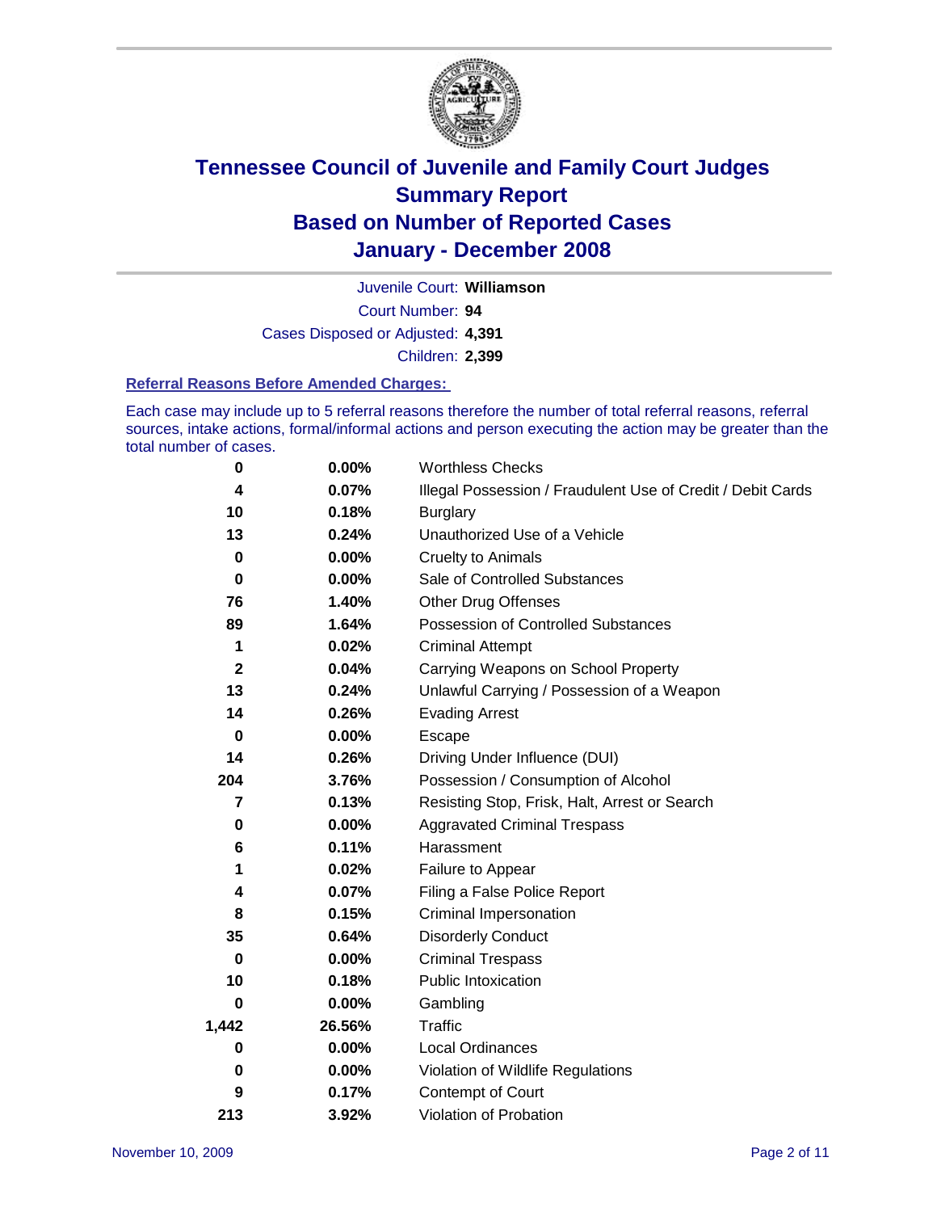# Tennessee Council of Juvenile and Family Court Judges
# Summary Report
# Based on Number of Reported Cases
# January - December 2008

Juvenile Court: **Williamson**

Court Number: **94**

Cases Disposed or Adjusted: **4,391**

Children: **2,399**

### Referral Reasons Before Amended Charges:

Each case may include up to 5 referral reasons therefore the number of total referral reasons, referral sources, intake actions, formal/informal actions and person executing the action may be greater than the total number of cases.

| | | |
|---|---|---|
| 0 | 0.00% | Worthless Checks |
| 4 | 0.07% | Illegal Possession / Fraudulent Use of Credit / Debit Cards |
| 10 | 0.18% | Burglary |
| 13 | 0.24% | Unauthorized Use of a Vehicle |
| 0 | 0.00% | Cruelty to Animals |
| 0 | 0.00% | Sale of Controlled Substances |
| 76 | 1.40% | Other Drug Offenses |
| 89 | 1.64% | Possession of Controlled Substances |
| 1 | 0.02% | Criminal Attempt |
| 2 | 0.04% | Carrying Weapons on School Property |
| 13 | 0.24% | Unlawful Carrying / Possession of a Weapon |
| 14 | 0.26% | Evading Arrest |
| 0 | 0.00% | Escape |
| 14 | 0.26% | Driving Under Influence (DUI) |
| 204 | 3.76% | Possession / Consumption of Alcohol |
| 7 | 0.13% | Resisting Stop, Frisk, Halt, Arrest or Search |
| 0 | 0.00% | Aggravated Criminal Trespass |
| 6 | 0.11% | Harassment |
| 1 | 0.02% | Failure to Appear |
| 4 | 0.07% | Filing a False Police Report |
| 8 | 0.15% | Criminal Impersonation |
| 35 | 0.64% | Disorderly Conduct |
| 0 | 0.00% | Criminal Trespass |
| 10 | 0.18% | Public Intoxication |
| 0 | 0.00% | Gambling |
| 1,442 | 26.56% | Traffic |
| 0 | 0.00% | Local Ordinances |
| 0 | 0.00% | Violation of Wildlife Regulations |
| 9 | 0.17% | Contempt of Court |
| 213 | 3.92% | Violation of Probation |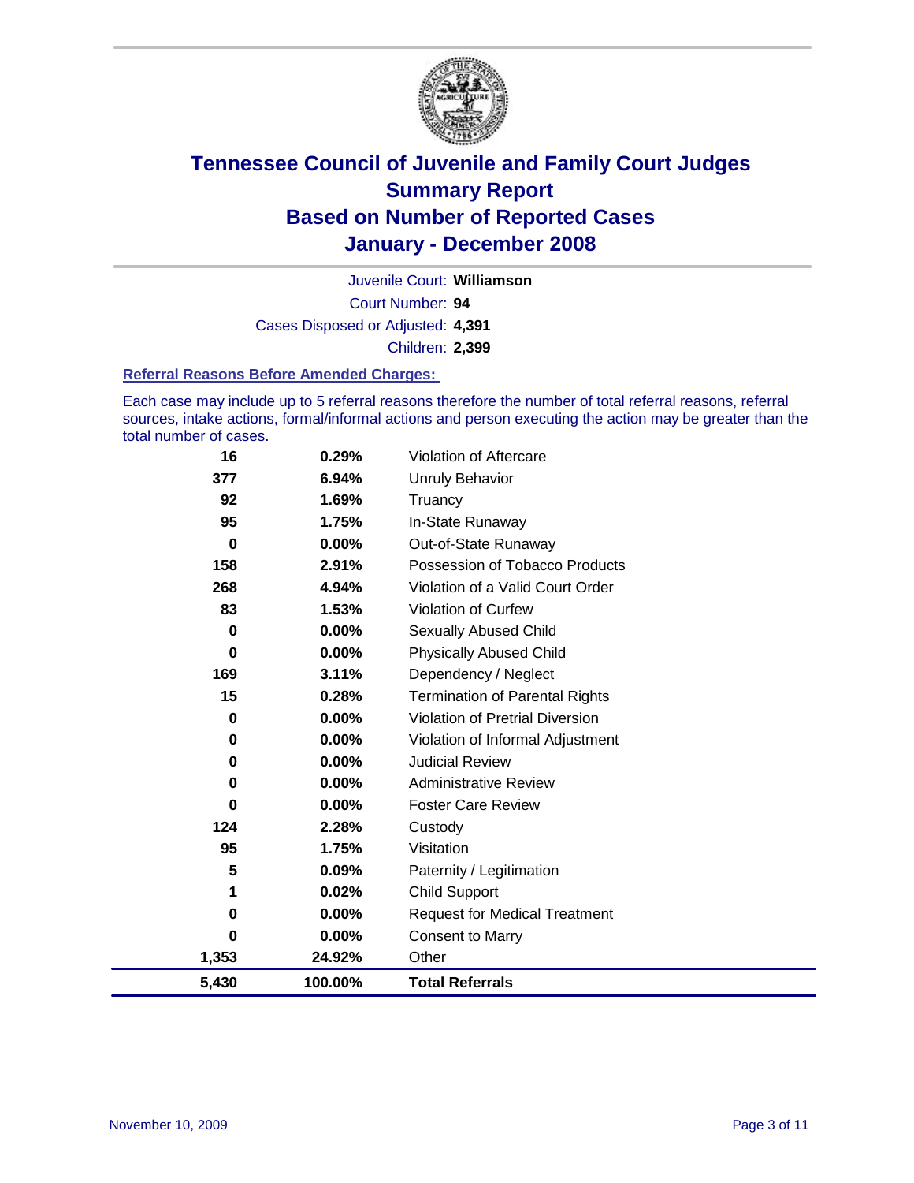# Tennessee Council of Juvenile and Family Court Judges
# Summary Report
# Based on Number of Reported Cases
# January - December 2008

Juvenile Court: **Williamson**

Court Number: **94**

Cases Disposed or Adjusted: **4,391**

Children: **2,399**

### Referral Reasons Before Amended Charges:

Each case may include up to 5 referral reasons therefore the number of total referral reasons, referral sources, intake actions, formal/informal actions and person executing the action may be greater than the total number of cases.

| | | |
|---|---|---|
| 16 | 0.29% | Violation of Aftercare |
| 377 | 6.94% | Unruly Behavior |
| 92 | 1.69% | Truancy |
| 95 | 1.75% | In-State Runaway |
| 0 | 0.00% | Out-of-State Runaway |
| 158 | 2.91% | Possession of Tobacco Products |
| 268 | 4.94% | Violation of a Valid Court Order |
| 83 | 1.53% | Violation of Curfew |
| 0 | 0.00% | Sexually Abused Child |
| 0 | 0.00% | Physically Abused Child |
| 169 | 3.11% | Dependency / Neglect |
| 15 | 0.28% | Termination of Parental Rights |
| 0 | 0.00% | Violation of Pretrial Diversion |
| 0 | 0.00% | Violation of Informal Adjustment |
| 0 | 0.00% | Judicial Review |
| 0 | 0.00% | Administrative Review |
| 0 | 0.00% | Foster Care Review |
| 124 | 2.28% | Custody |
| 95 | 1.75% | Visitation |
| 5 | 0.09% | Paternity / Legitimation |
| 1 | 0.02% | Child Support |
| 0 | 0.00% | Request for Medical Treatment |
| 0 | 0.00% | Consent to Marry |
| 1,353 | 24.92% | Other |
| **5,430** | **100.00%** | **Total Referrals** |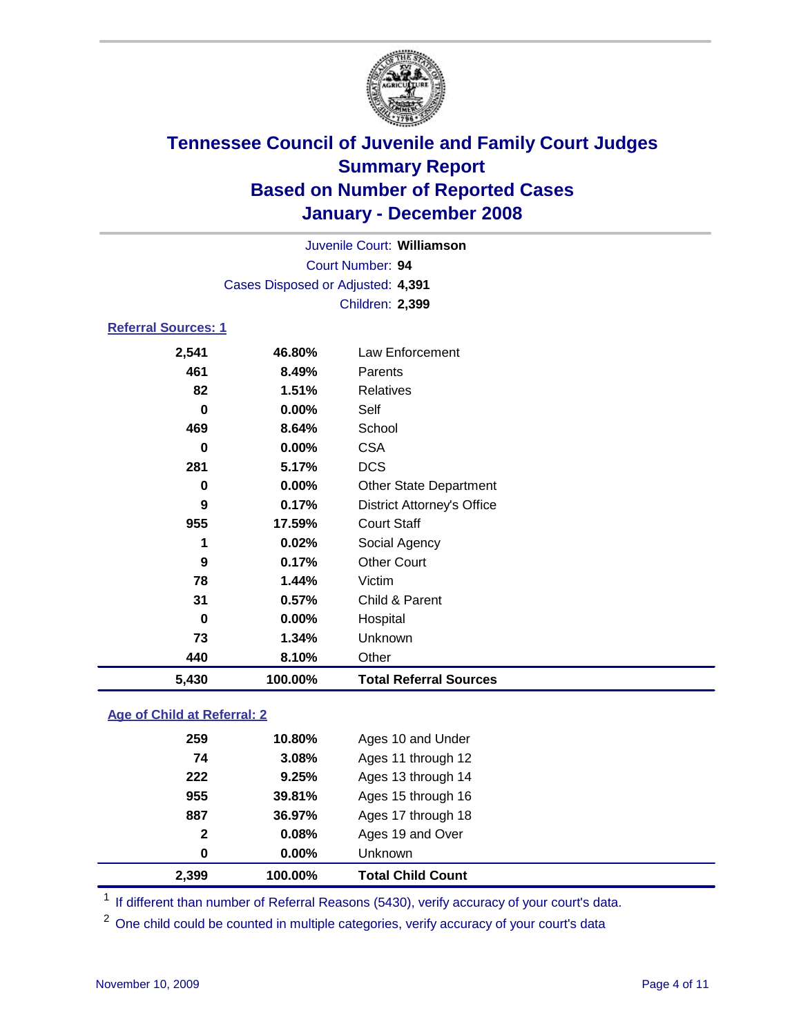# Tennessee Council of Juvenile and Family Court Judges
## Summary Report
## Based on Number of Reported Cases
## January - December 2008

Juvenile Court: **Williamson**
Court Number: **94**
Cases Disposed or Adjusted: **4,391**
Children: **2,399**

### Referral Sources: 1

| | | |
|---|---|---|
| 2,541 | 46.80% | Law Enforcement |
| 461 | 8.49% | Parents |
| 82 | 1.51% | Relatives |
| 0 | 0.00% | Self |
| 469 | 8.64% | School |
| 0 | 0.00% | CSA |
| 281 | 5.17% | DCS |
| 0 | 0.00% | Other State Department |
| 9 | 0.17% | District Attorney's Office |
| 955 | 17.59% | Court Staff |
| 1 | 0.02% | Social Agency |
| 9 | 0.17% | Other Court |
| 78 | 1.44% | Victim |
| 31 | 0.57% | Child & Parent |
| 0 | 0.00% | Hospital |
| 73 | 1.34% | Unknown |
| 440 | 8.10% | Other |
| **5,430** | **100.00%** | **Total Referral Sources** |

### Age of Child at Referral: 2

| | | |
|---|---|---|
| 259 | 10.80% | Ages 10 and Under |
| 74 | 3.08% | Ages 11 through 12 |
| 222 | 9.25% | Ages 13 through 14 |
| 955 | 39.81% | Ages 15 through 16 |
| 887 | 36.97% | Ages 17 through 18 |
| 2 | 0.08% | Ages 19 and Over |
| 0 | 0.00% | Unknown |
| **2,399** | **100.00%** | **Total Child Count** |

[1] If different than number of Referral Reasons (5430), verify accuracy of your court's data.

[2] One child could be counted in multiple categories, verify accuracy of your court's data

November 10, 2009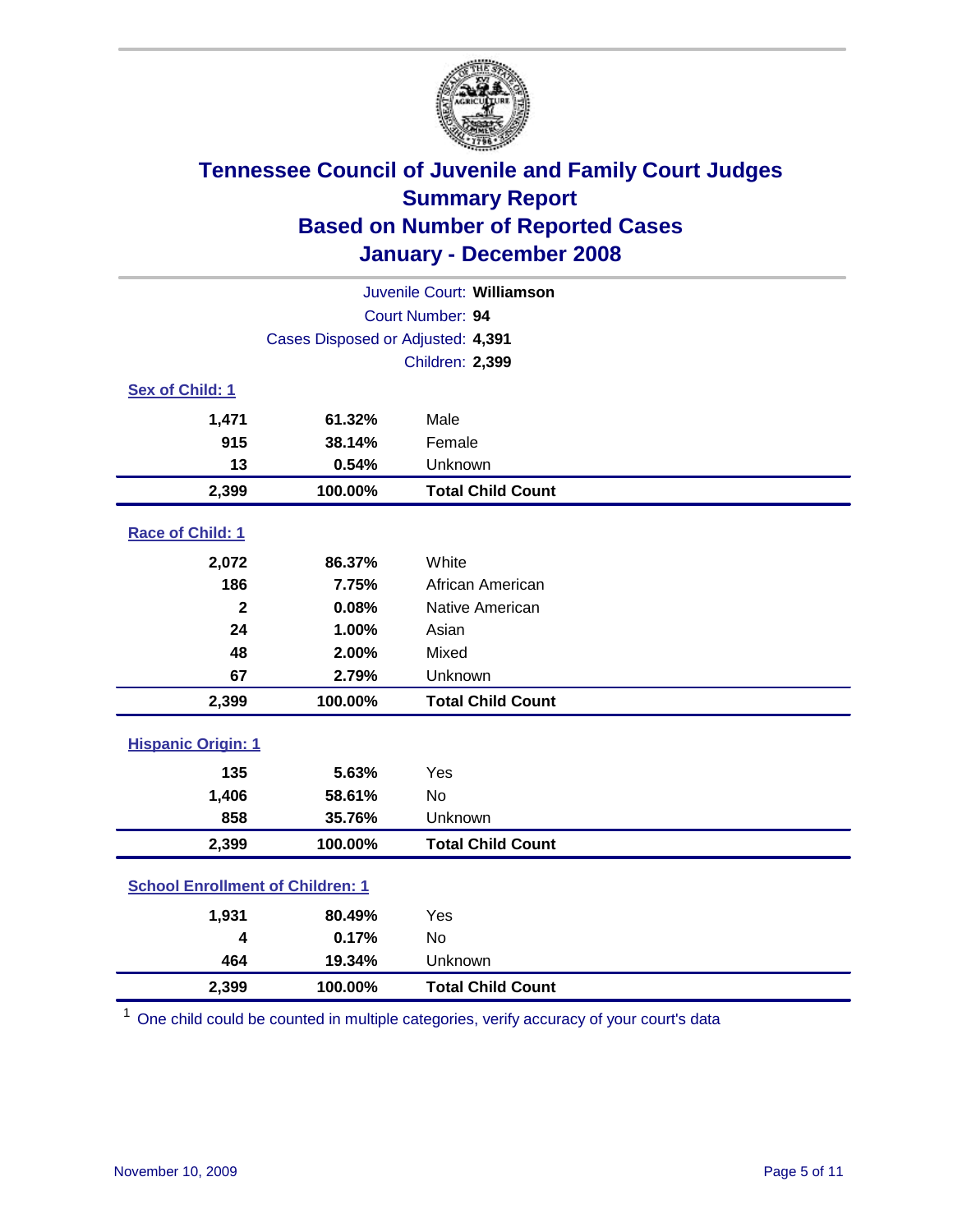# Tennessee Council of Juvenile and Family Court Judges
## Summary Report
## Based on Number of Reported Cases
## January - December 2008

Juvenile Court: **Williamson**

Court Number: **94**

Cases Disposed or Adjusted: **4,391**

Children: **2,399**

### Sex of Child: 1

| | | |
|---|---|---|
| **1,471** | **61.32%** | Male |
| **915** | **38.14%** | Female |
| **13** | **0.54%** | Unknown |
| **2,399** | **100.00%** | **Total Child Count** |

### Race of Child: 1

| | | |
|---|---|---|
| **2,072** | **86.37%** | White |
| **186** | **7.75%** | African American |
| **2** | **0.08%** | Native American |
| **24** | **1.00%** | Asian |
| **48** | **2.00%** | Mixed |
| **67** | **2.79%** | Unknown |
| **2,399** | **100.00%** | **Total Child Count** |

### Hispanic Origin: 1

| | | |
|---|---|---|
| **135** | **5.63%** | Yes |
| **1,406** | **58.61%** | No |
| **858** | **35.76%** | Unknown |
| **2,399** | **100.00%** | **Total Child Count** |

### School Enrollment of Children: 1

| | | |
|---|---|---|
| **1,931** | **80.49%** | Yes |
| **4** | **0.17%** | No |
| **464** | **19.34%** | Unknown |
| **2,399** | **100.00%** | **Total Child Count** |

[1] One child could be counted in multiple categories, verify accuracy of your court's data

November 10, 2009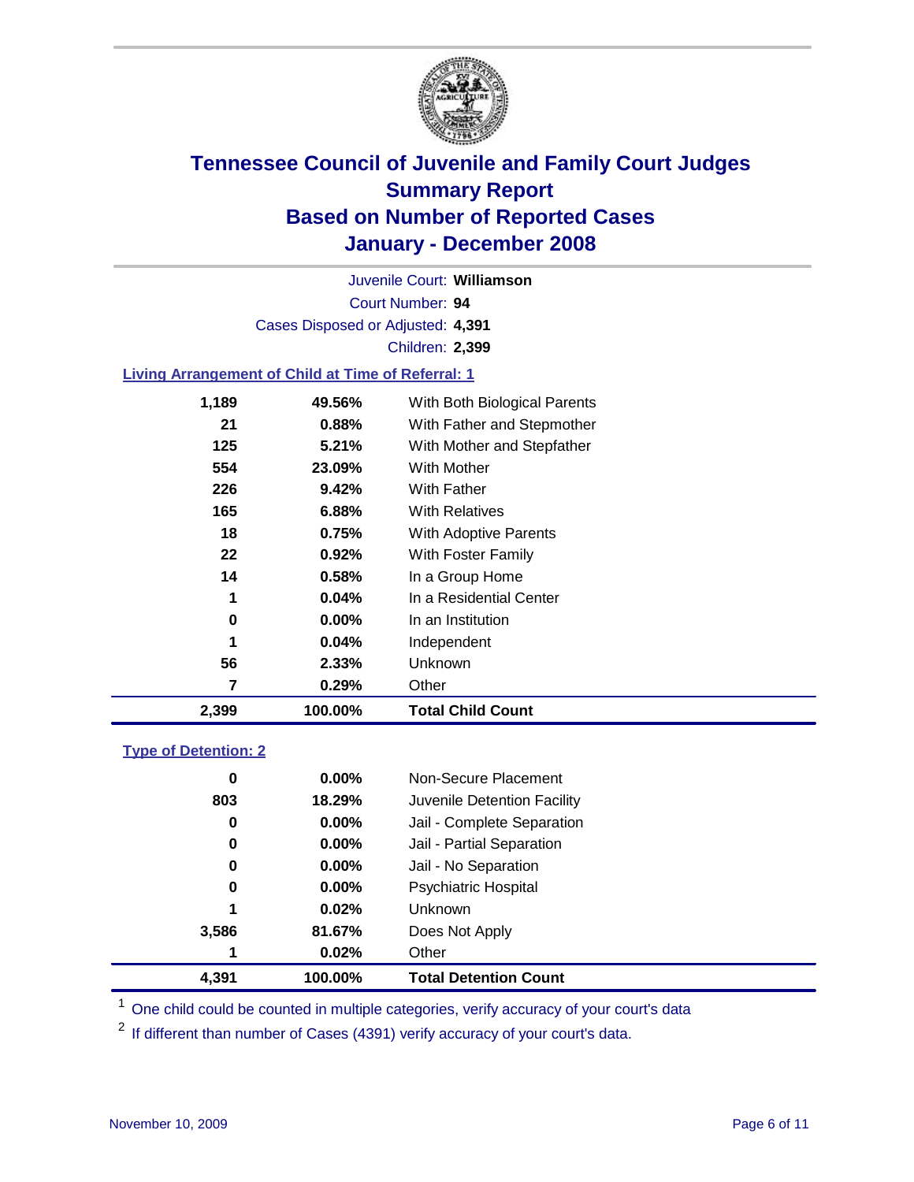# Tennessee Council of Juvenile and Family Court Judges
## Summary Report
## Based on Number of Reported Cases
## January - December 2008

Juvenile Court: **Williamson**

Court Number: **94**

Cases Disposed or Adjusted: **4,391**

Children: **2,399**

### Living Arrangement of Child at Time of Referral: 1

| | | |
|---|---|---|
| 1,189 | 49.56% | With Both Biological Parents |
| 21 | 0.88% | With Father and Stepmother |
| 125 | 5.21% | With Mother and Stepfather |
| 554 | 23.09% | With Mother |
| 226 | 9.42% | With Father |
| 165 | 6.88% | With Relatives |
| 18 | 0.75% | With Adoptive Parents |
| 22 | 0.92% | With Foster Family |
| 14 | 0.58% | In a Group Home |
| 1 | 0.04% | In a Residential Center |
| 0 | 0.00% | In an Institution |
| 1 | 0.04% | Independent |
| 56 | 2.33% | Unknown |
| 7 | 0.29% | Other |
| **2,399** | **100.00%** | **Total Child Count** |

### Type of Detention: 2

| | | |
|---|---|---|
| 0 | 0.00% | Non-Secure Placement |
| 803 | 18.29% | Juvenile Detention Facility |
| 0 | 0.00% | Jail - Complete Separation |
| 0 | 0.00% | Jail - Partial Separation |
| 0 | 0.00% | Jail - No Separation |
| 0 | 0.00% | Psychiatric Hospital |
| 1 | 0.02% | Unknown |
| 3,586 | 81.67% | Does Not Apply |
| 1 | 0.02% | Other |
| **4,391** | **100.00%** | **Total Detention Count** |

[1] One child could be counted in multiple categories, verify accuracy of your court's data

[2] If different than number of Cases (4391) verify accuracy of your court's data.

November 10, 2009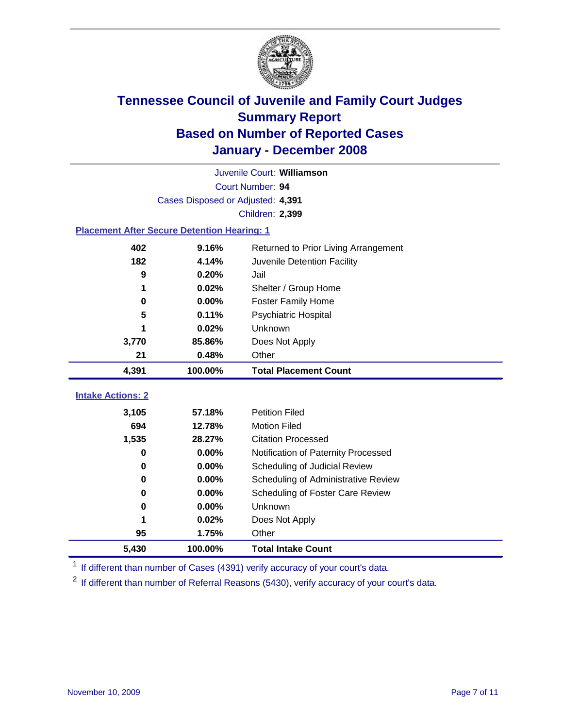# Tennessee Council of Juvenile and Family Court Judges
## Summary Report
## Based on Number of Reported Cases
## January - December 2008

Juvenile Court: **Williamson**

Court Number: **94**

Cases Disposed or Adjusted: **4,391**

Children: **2,399**

### Placement After Secure Detention Hearing: 1

| | | |
|---|---|---|
| 402 | 9.16% | Returned to Prior Living Arrangement |
| 182 | 4.14% | Juvenile Detention Facility |
| 9 | 0.20% | Jail |
| 1 | 0.02% | Shelter / Group Home |
| 0 | 0.00% | Foster Family Home |
| 5 | 0.11% | Psychiatric Hospital |
| 1 | 0.02% | Unknown |
| 3,770 | 85.86% | Does Not Apply |
| 21 | 0.48% | Other |
| **4,391** | **100.00%** | **Total Placement Count** |

### Intake Actions: 2

| | | |
|---|---|---|
| 3,105 | 57.18% | Petition Filed |
| 694 | 12.78% | Motion Filed |
| 1,535 | 28.27% | Citation Processed |
| 0 | 0.00% | Notification of Paternity Processed |
| 0 | 0.00% | Scheduling of Judicial Review |
| 0 | 0.00% | Scheduling of Administrative Review |
| 0 | 0.00% | Scheduling of Foster Care Review |
| 0 | 0.00% | Unknown |
| 1 | 0.02% | Does Not Apply |
| 95 | 1.75% | Other |
| **5,430** | **100.00%** | **Total Intake Count** |

[1] If different than number of Cases (4391) verify accuracy of your court's data.

[2] If different than number of Referral Reasons (5430), verify accuracy of your court's data.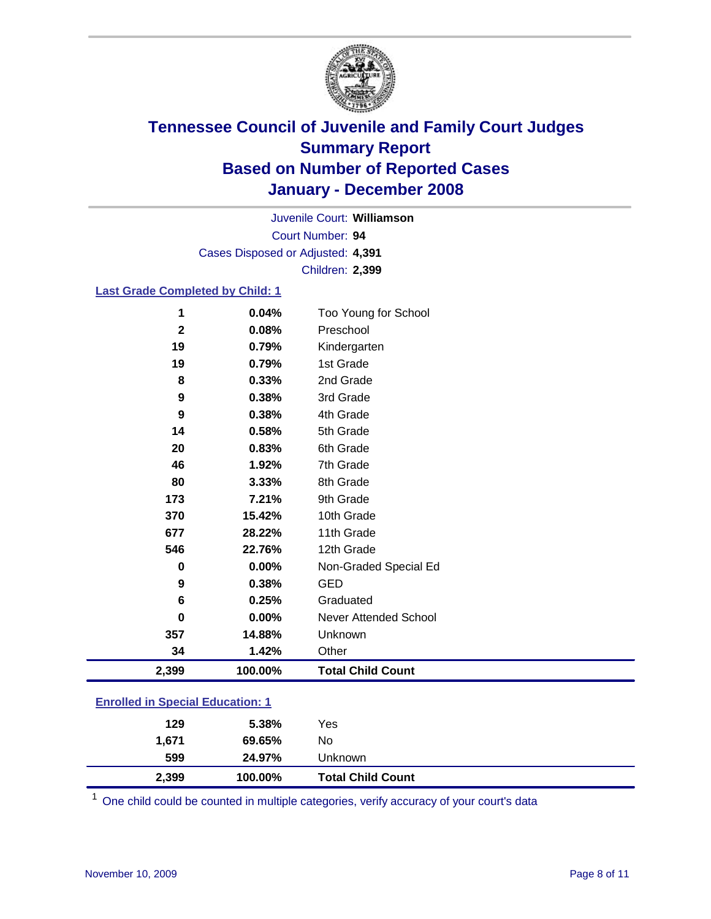# Tennessee Council of Juvenile and Family Court Judges
# Summary Report
# Based on Number of Reported Cases
# January - December 2008

Juvenile Court: **Williamson**

Court Number: **94**

Cases Disposed or Adjusted: **4,391**

Children: **2,399**

### Last Grade Completed by Child: 1

| | | |
|---|---|---|
| 1 | 0.04% | Too Young for School |
| 2 | 0.08% | Preschool |
| 19 | 0.79% | Kindergarten |
| 19 | 0.79% | 1st Grade |
| 8 | 0.33% | 2nd Grade |
| 9 | 0.38% | 3rd Grade |
| 9 | 0.38% | 4th Grade |
| 14 | 0.58% | 5th Grade |
| 20 | 0.83% | 6th Grade |
| 46 | 1.92% | 7th Grade |
| 80 | 3.33% | 8th Grade |
| 173 | 7.21% | 9th Grade |
| 370 | 15.42% | 10th Grade |
| 677 | 28.22% | 11th Grade |
| 546 | 22.76% | 12th Grade |
| 0 | 0.00% | Non-Graded Special Ed |
| 9 | 0.38% | GED |
| 6 | 0.25% | Graduated |
| 0 | 0.00% | Never Attended School |
| 357 | 14.88% | Unknown |
| 34 | 1.42% | Other |
| **2,399** | **100.00%** | **Total Child Count** |

### Enrolled in Special Education: 1

| | | |
|---|---|---|
| 129 | 5.38% | Yes |
| 1,671 | 69.65% | No |
| 599 | 24.97% | Unknown |
| **2,399** | **100.00%** | **Total Child Count** |

[1] One child could be counted in multiple categories, verify accuracy of your court's data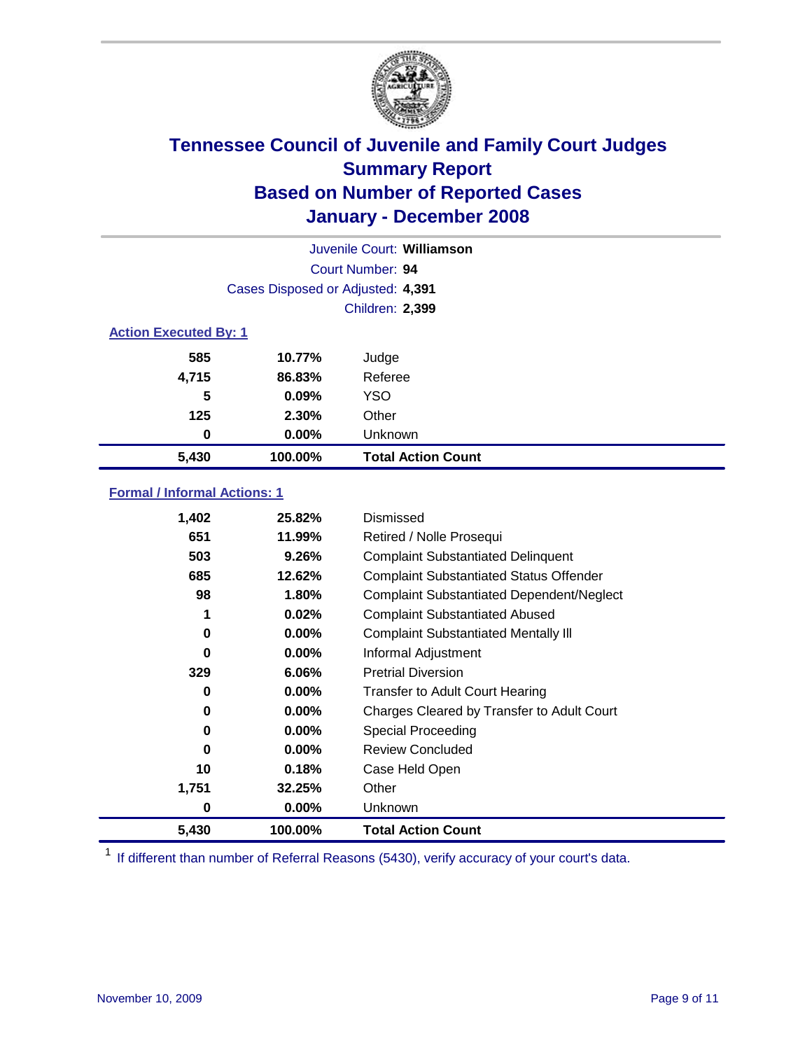# Tennessee Council of Juvenile and Family Court Judges
# Summary Report
# Based on Number of Reported Cases
# January - December 2008

Juvenile Court: **Williamson**

Court Number: **94**

Cases Disposed or Adjusted: **4,391**

Children: **2,399**

### Action Executed By: 1

| | | |
|---|---|---|
| 585 | 10.77% | Judge |
| 4,715 | 86.83% | Referee |
| 5 | 0.09% | YSO |
| 125 | 2.30% | Other |
| 0 | 0.00% | Unknown |
| **5,430** | **100.00%** | **Total Action Count** |

### Formal / Informal Actions: 1

| | | |
|---|---|---|
| 1,402 | 25.82% | Dismissed |
| 651 | 11.99% | Retired / Nolle Prosequi |
| 503 | 9.26% | Complaint Substantiated Delinquent |
| 685 | 12.62% | Complaint Substantiated Status Offender |
| 98 | 1.80% | Complaint Substantiated Dependent/Neglect |
| 1 | 0.02% | Complaint Substantiated Abused |
| 0 | 0.00% | Complaint Substantiated Mentally Ill |
| 0 | 0.00% | Informal Adjustment |
| 329 | 6.06% | Pretrial Diversion |
| 0 | 0.00% | Transfer to Adult Court Hearing |
| 0 | 0.00% | Charges Cleared by Transfer to Adult Court |
| 0 | 0.00% | Special Proceeding |
| 0 | 0.00% | Review Concluded |
| 10 | 0.18% | Case Held Open |
| 1,751 | 32.25% | Other |
| 0 | 0.00% | Unknown |
| **5,430** | **100.00%** | **Total Action Count** |

[1] If different than number of Referral Reasons (5430), verify accuracy of your court's data.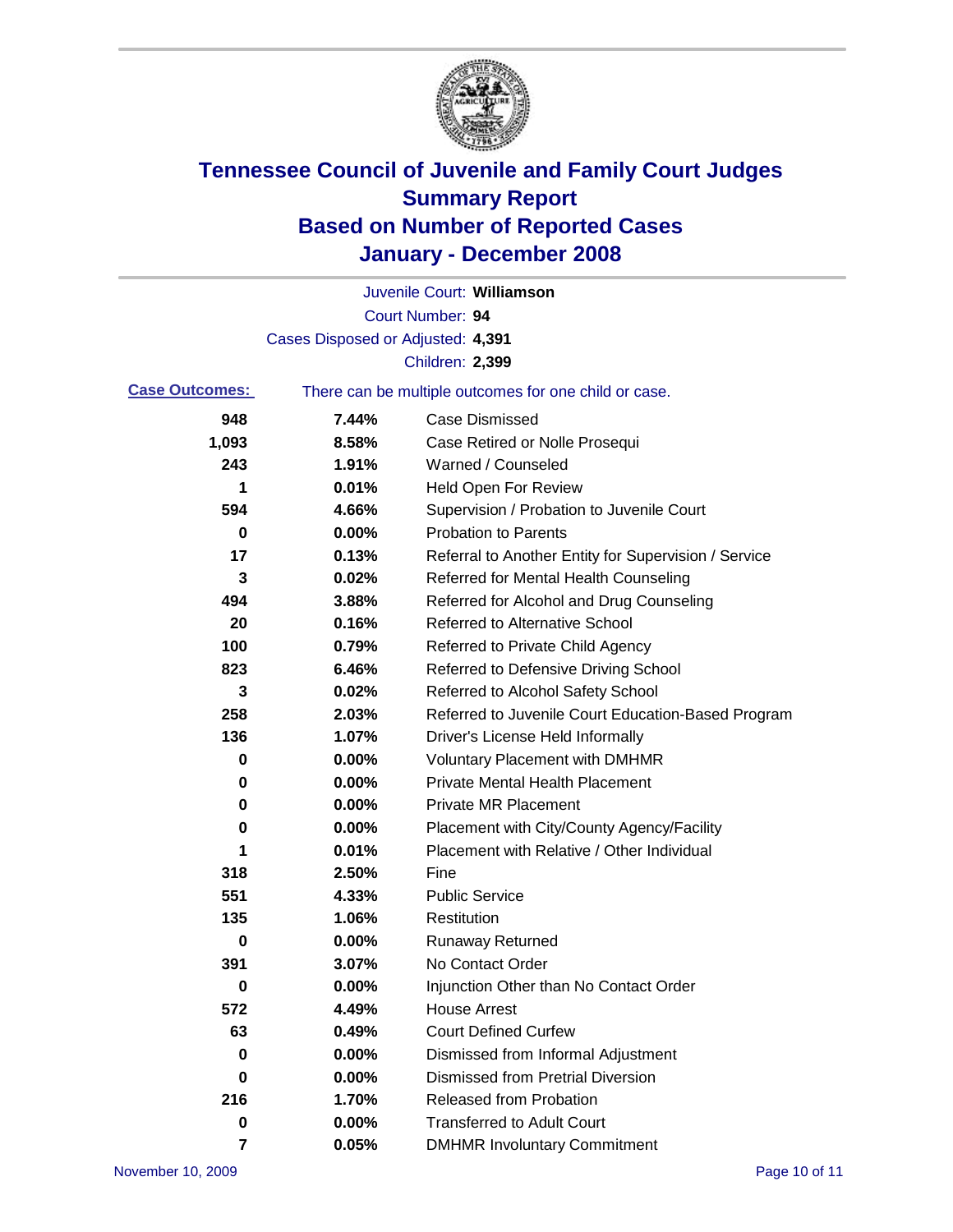# Tennessee Council of Juvenile and Family Court Judges
## Summary Report
## Based on Number of Reported Cases
## January - December 2008

Juvenile Court: **Williamson**

Court Number: **94**

Cases Disposed or Adjusted: **4,391**

Children: **2,399**

**Case Outcomes:** There can be multiple outcomes for one child or case.

| | | |
|---|---|---|
| 948 | 7.44% | Case Dismissed |
| 1,093 | 8.58% | Case Retired or Nolle Prosequi |
| 243 | 1.91% | Warned / Counseled |
| 1 | 0.01% | Held Open For Review |
| 594 | 4.66% | Supervision / Probation to Juvenile Court |
| 0 | 0.00% | Probation to Parents |
| 17 | 0.13% | Referral to Another Entity for Supervision / Service |
| 3 | 0.02% | Referred for Mental Health Counseling |
| 494 | 3.88% | Referred for Alcohol and Drug Counseling |
| 20 | 0.16% | Referred to Alternative School |
| 100 | 0.79% | Referred to Private Child Agency |
| 823 | 6.46% | Referred to Defensive Driving School |
| 3 | 0.02% | Referred to Alcohol Safety School |
| 258 | 2.03% | Referred to Juvenile Court Education-Based Program |
| 136 | 1.07% | Driver's License Held Informally |
| 0 | 0.00% | Voluntary Placement with DMHMR |
| 0 | 0.00% | Private Mental Health Placement |
| 0 | 0.00% | Private MR Placement |
| 0 | 0.00% | Placement with City/County Agency/Facility |
| 1 | 0.01% | Placement with Relative / Other Individual |
| 318 | 2.50% | Fine |
| 551 | 4.33% | Public Service |
| 135 | 1.06% | Restitution |
| 0 | 0.00% | Runaway Returned |
| 391 | 3.07% | No Contact Order |
| 0 | 0.00% | Injunction Other than No Contact Order |
| 572 | 4.49% | House Arrest |
| 63 | 0.49% | Court Defined Curfew |
| 0 | 0.00% | Dismissed from Informal Adjustment |
| 0 | 0.00% | Dismissed from Pretrial Diversion |
| 216 | 1.70% | Released from Probation |
| 0 | 0.00% | Transferred to Adult Court |
| 7 | 0.05% | DMHMR Involuntary Commitment |

November 10, 2009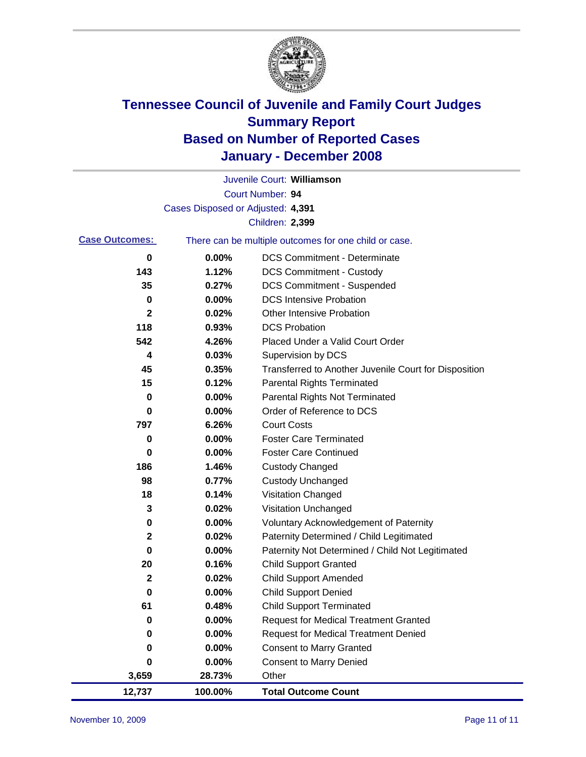# Tennessee Council of Juvenile and Family Court Judges
## Summary Report
## Based on Number of Reported Cases
## January - December 2008

Juvenile Court: **Williamson**

Court Number: **94**

Cases Disposed or Adjusted: **4,391**

Children: **2,399**

**Case Outcomes:** There can be multiple outcomes for one child or case.

| | | |
|---|---|---|
| 0 | 0.00% | DCS Commitment - Determinate |
| 143 | 1.12% | DCS Commitment - Custody |
| 35 | 0.27% | DCS Commitment - Suspended |
| 0 | 0.00% | DCS Intensive Probation |
| 2 | 0.02% | Other Intensive Probation |
| 118 | 0.93% | DCS Probation |
| 542 | 4.26% | Placed Under a Valid Court Order |
| 4 | 0.03% | Supervision by DCS |
| 45 | 0.35% | Transferred to Another Juvenile Court for Disposition |
| 15 | 0.12% | Parental Rights Terminated |
| 0 | 0.00% | Parental Rights Not Terminated |
| 0 | 0.00% | Order of Reference to DCS |
| 797 | 6.26% | Court Costs |
| 0 | 0.00% | Foster Care Terminated |
| 0 | 0.00% | Foster Care Continued |
| 186 | 1.46% | Custody Changed |
| 98 | 0.77% | Custody Unchanged |
| 18 | 0.14% | Visitation Changed |
| 3 | 0.02% | Visitation Unchanged |
| 0 | 0.00% | Voluntary Acknowledgement of Paternity |
| 2 | 0.02% | Paternity Determined / Child Legitimated |
| 0 | 0.00% | Paternity Not Determined / Child Not Legitimated |
| 20 | 0.16% | Child Support Granted |
| 2 | 0.02% | Child Support Amended |
| 0 | 0.00% | Child Support Denied |
| 61 | 0.48% | Child Support Terminated |
| 0 | 0.00% | Request for Medical Treatment Granted |
| 0 | 0.00% | Request for Medical Treatment Denied |
| 0 | 0.00% | Consent to Marry Granted |
| 0 | 0.00% | Consent to Marry Denied |
| 3,659 | 28.73% | Other |
| **12,737** | **100.00%** | **Total Outcome Count** |

November 10, 2009